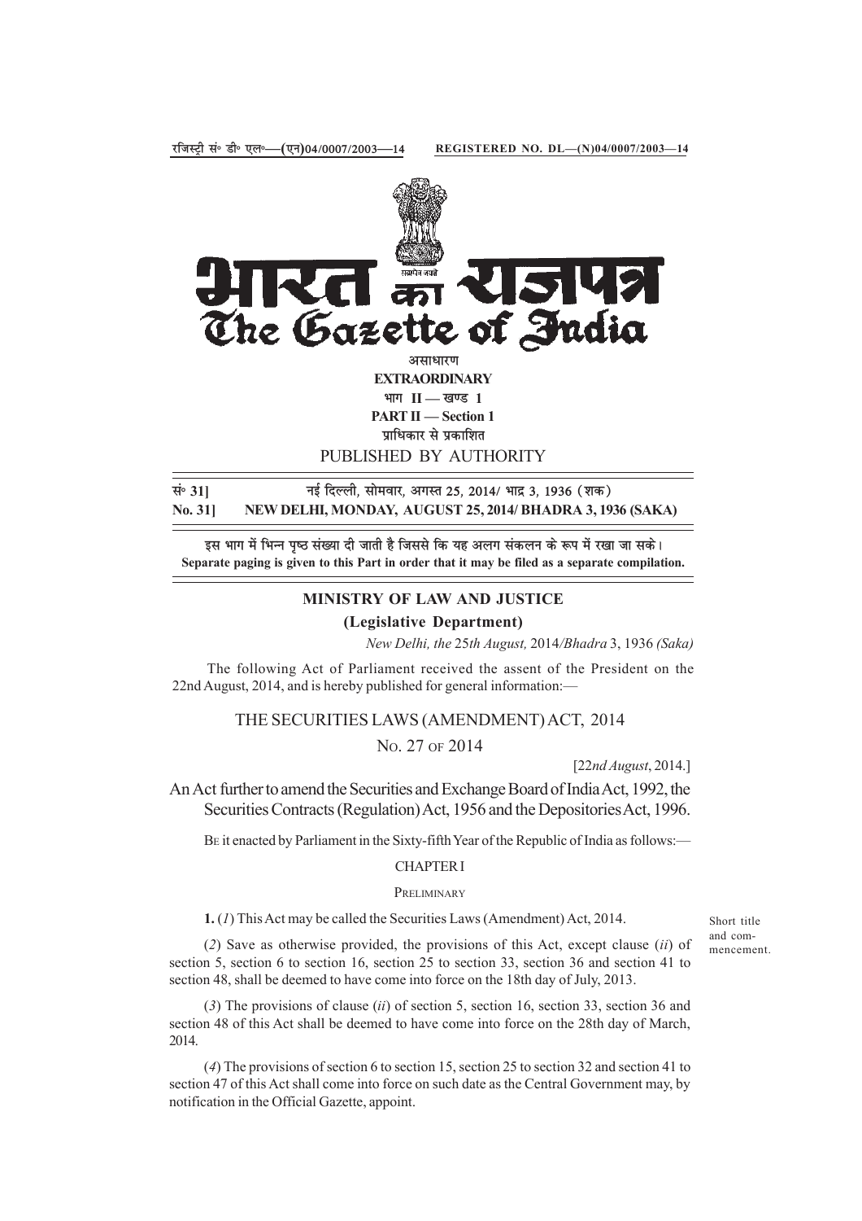रजिस्ट्री सं॰ डी॰ एल॰—(एन)04/0007/2003—14 REGISTERED NO. DL—(N)04/0007/2003—14

# भारत का राजपत्र
# The Gazette of India

असाधारण
**EXTRAORDINARY**
भाग II — खण्ड 1
**PART II — Section 1**
प्राधिकार से प्रकाशित
PUBLISHED BY AUTHORITY

सं॰ 31] नई दिल्ली, सोमवार, अगस्त 25, 2014/ भाद्र 3, 1936 (शक)
**No. 31] NEW DELHI, MONDAY, AUGUST 25, 2014/ BHADRA 3, 1936 (SAKA)**

इस भाग में भिन्न पृष्ठ संख्या दी जाती है जिससे कि यह अलग संकलन के रूप में रखा जा सके।
**Separate paging is given to this Part in order that it may be filed as a separate compilation.**

## MINISTRY OF LAW AND JUSTICE

**(Legislative Department)**

*New Delhi, the* 25*th August,* 2014*/Bhadra* 3, 1936 *(Saka)*

The following Act of Parliament received the assent of the President on the 22nd August, 2014, and is hereby published for general information:—

## THE SECURITIES LAWS (AMENDMENT) ACT, 2014

No. 27 of 2014

[22*nd August*, 2014.]

An Act further to amend the Securities and Exchange Board of India Act, 1992, the Securities Contracts (Regulation) Act, 1956 and the Depositories Act, 1996.

Be it enacted by Parliament in the Sixty-fifth Year of the Republic of India as follows:—

CHAPTER I

Preliminary

Short title and commencement.

**1.** (*1*) This Act may be called the Securities Laws (Amendment) Act, 2014.

(*2*) Save as otherwise provided, the provisions of this Act, except clause (*ii*) of section 5, section 6 to section 16, section 25 to section 33, section 36 and section 41 to section 48, shall be deemed to have come into force on the 18th day of July, 2013.

(*3*) The provisions of clause (*ii*) of section 5, section 16, section 33, section 36 and section 48 of this Act shall be deemed to have come into force on the 28th day of March, 2014.

(*4*) The provisions of section 6 to section 15, section 25 to section 32 and section 41 to section 47 of this Act shall come into force on such date as the Central Government may, by notification in the Official Gazette, appoint.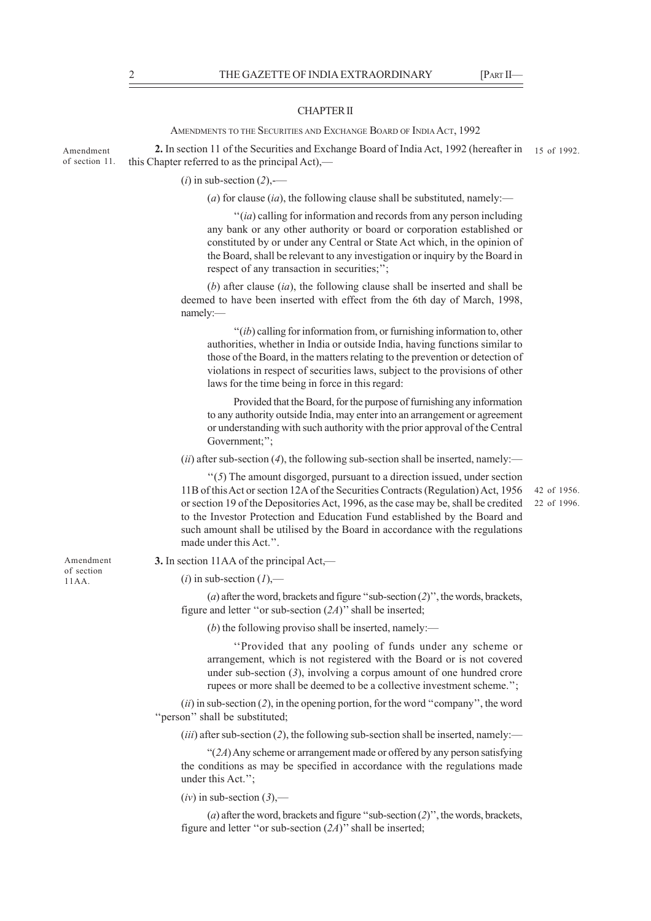## CHAPTER II

### AMENDMENTS TO THE SECURITIES AND EXCHANGE BOARD OF INDIA ACT, 1992

Amendment of section 11.

**2.** In section 11 of the Securities and Exchange Board of India Act, 1992 (hereafter in this Chapter referred to as the principal Act),— 15 of 1992.

(*i*) in sub-section (*2*),—

(*a*) for clause (*ia*), the following clause shall be substituted, namely:—

''(*ia*) calling for information and records from any person including any bank or any other authority or board or corporation established or constituted by or under any Central or State Act which, in the opinion of the Board, shall be relevant to any investigation or inquiry by the Board in respect of any transaction in securities;'';

(*b*) after clause (*ia*), the following clause shall be inserted and shall be deemed to have been inserted with effect from the 6th day of March, 1998, namely:—

''(*ib*) calling for information from, or furnishing information to, other authorities, whether in India or outside India, having functions similar to those of the Board, in the matters relating to the prevention or detection of violations in respect of securities laws, subject to the provisions of other laws for the time being in force in this regard:

Provided that the Board, for the purpose of furnishing any information to any authority outside India, may enter into an arrangement or agreement or understanding with such authority with the prior approval of the Central Government;'';

(*ii*) after sub-section (*4*), the following sub-section shall be inserted, namely:—

''(*5*) The amount disgorged, pursuant to a direction issued, under section 11B of this Act or section 12A of the Securities Contracts (Regulation) Act, 1956 or section 19 of the Depositories Act, 1996, as the case may be, shall be credited to the Investor Protection and Education Fund established by the Board and such amount shall be utilised by the Board in accordance with the regulations made under this Act.''. 42 of 1956. 22 of 1996.

Amendment of section 11AA.

**3.** In section 11AA of the principal Act,—

(*i*) in sub-section (*1*),—

(*a*) after the word, brackets and figure ''sub-section (*2*)'', the words, brackets, figure and letter ''or sub-section (*2A*)'' shall be inserted;

(*b*) the following proviso shall be inserted, namely:—

''Provided that any pooling of funds under any scheme or arrangement, which is not registered with the Board or is not covered under sub-section (*3*), involving a corpus amount of one hundred crore rupees or more shall be deemed to be a collective investment scheme.'';

(*ii*) in sub-section (*2*), in the opening portion, for the word ''company'', the word ''person'' shall be substituted;

(*iii*) after sub-section (*2*), the following sub-section shall be inserted, namely:—

''(*2A*) Any scheme or arrangement made or offered by any person satisfying the conditions as may be specified in accordance with the regulations made under this Act.'';

(*iv*) in sub-section (*3*),—

(*a*) after the word, brackets and figure ''sub-section (*2*)'', the words, brackets, figure and letter ''or sub-section (*2A*)'' shall be inserted;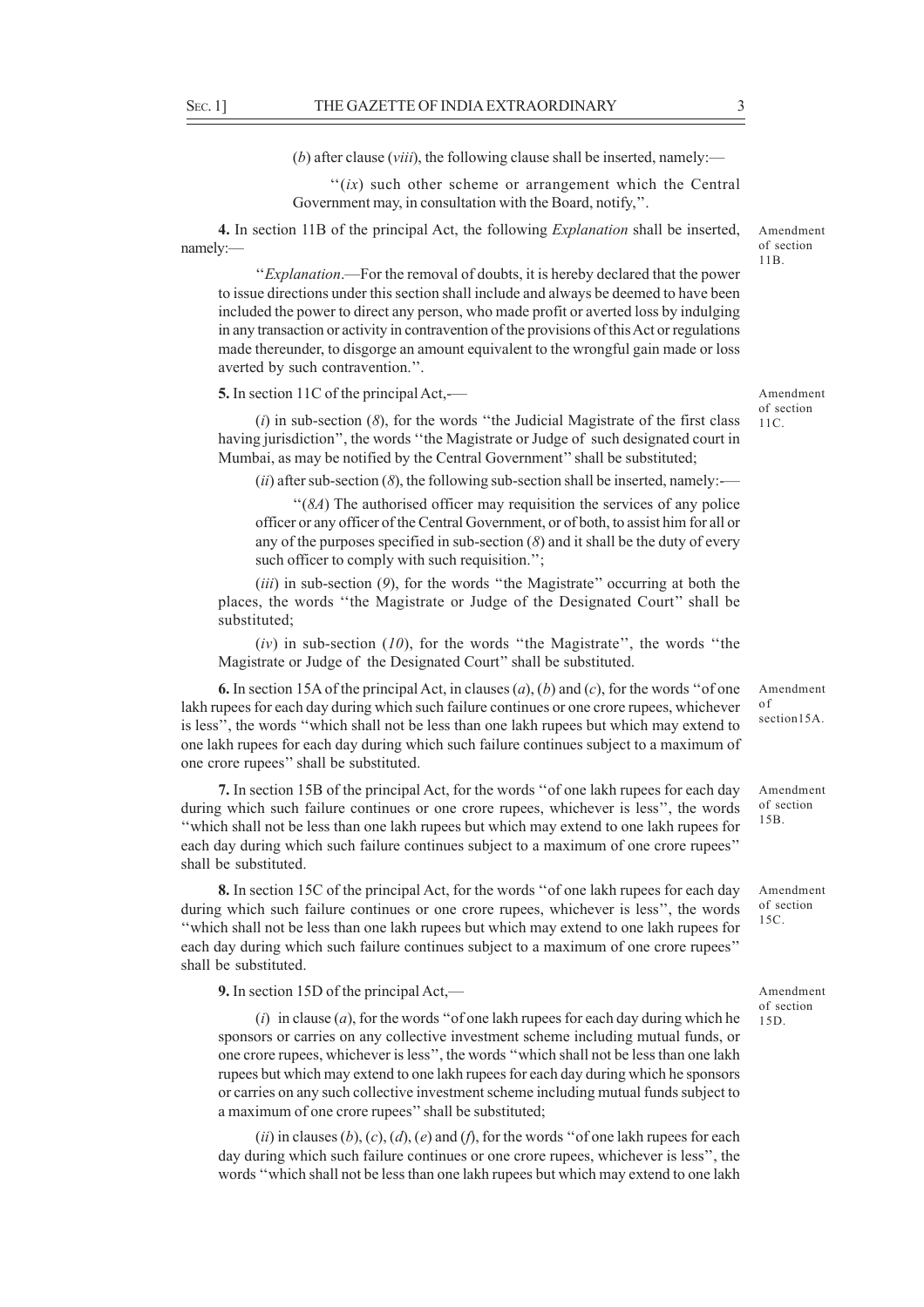(*b*) after clause (*viii*), the following clause shall be inserted, namely:—

''(*ix*) such other scheme or arrangement which the Central Government may, in consultation with the Board, notify,''.

**4.** In section 11B of the principal Act, the following *Explanation* shall be inserted, namely:—

Amendment of section 11B.

''*Explanation*.—For the removal of doubts, it is hereby declared that the power to issue directions under this section shall include and always be deemed to have been included the power to direct any person, who made profit or averted loss by indulging in any transaction or activity in contravention of the provisions of this Act or regulations made thereunder, to disgorge an amount equivalent to the wrongful gain made or loss averted by such contravention.''.

**5.** In section 11C of the principal Act,—

Amendment of section 11C.

(*i*) in sub-section (*8*), for the words ''the Judicial Magistrate of the first class having jurisdiction'', the words ''the Magistrate or Judge of such designated court in Mumbai, as may be notified by the Central Government'' shall be substituted;

(*ii*) after sub-section (*8*), the following sub-section shall be inserted, namely:—

''(*8A*) The authorised officer may requisition the services of any police officer or any officer of the Central Government, or of both, to assist him for all or any of the purposes specified in sub-section (*8*) and it shall be the duty of every such officer to comply with such requisition.'';

(*iii*) in sub-section (*9*), for the words ''the Magistrate'' occurring at both the places, the words ''the Magistrate or Judge of the Designated Court'' shall be substituted;

(*iv*) in sub-section (*10*), for the words ''the Magistrate'', the words ''the Magistrate or Judge of the Designated Court'' shall be substituted.

**6.** In section 15A of the principal Act, in clauses (*a*), (*b*) and (*c*), for the words ''of one lakh rupees for each day during which such failure continues or one crore rupees, whichever is less'', the words ''which shall not be less than one lakh rupees but which may extend to one lakh rupees for each day during which such failure continues subject to a maximum of one crore rupees'' shall be substituted.

Amendment of section15A.

**7.** In section 15B of the principal Act, for the words ''of one lakh rupees for each day during which such failure continues or one crore rupees, whichever is less'', the words ''which shall not be less than one lakh rupees but which may extend to one lakh rupees for each day during which such failure continues subject to a maximum of one crore rupees'' shall be substituted.

Amendment of section 15B.

**8.** In section 15C of the principal Act, for the words ''of one lakh rupees for each day during which such failure continues or one crore rupees, whichever is less'', the words ''which shall not be less than one lakh rupees but which may extend to one lakh rupees for each day during which such failure continues subject to a maximum of one crore rupees'' shall be substituted.

Amendment of section 15C.

**9.** In section 15D of the principal Act,—

Amendment of section 15D.

(*i*) in clause (*a*), for the words ''of one lakh rupees for each day during which he sponsors or carries on any collective investment scheme including mutual funds, or one crore rupees, whichever is less'', the words ''which shall not be less than one lakh rupees but which may extend to one lakh rupees for each day during which he sponsors or carries on any such collective investment scheme including mutual funds subject to a maximum of one crore rupees'' shall be substituted;

(*ii*) in clauses (*b*), (*c*), (*d*), (*e*) and (*f*), for the words ''of one lakh rupees for each day during which such failure continues or one crore rupees, whichever is less'', the words ''which shall not be less than one lakh rupees but which may extend to one lakh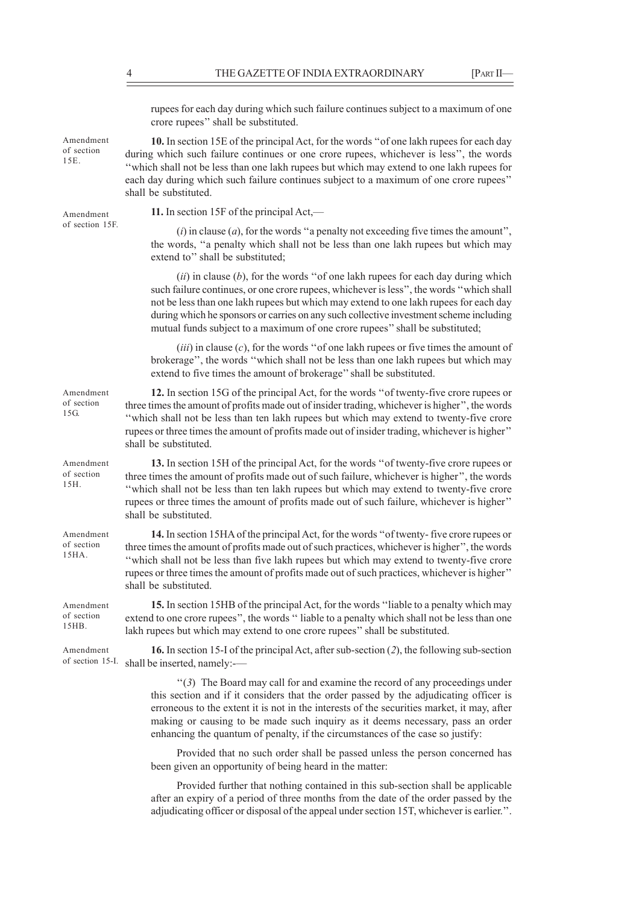rupees for each day during which such failure continues subject to a maximum of one crore rupees'' shall be substituted.

Amendment of section 15E.

**10.** In section 15E of the principal Act, for the words ''of one lakh rupees for each day during which such failure continues or one crore rupees, whichever is less'', the words ''which shall not be less than one lakh rupees but which may extend to one lakh rupees for each day during which such failure continues subject to a maximum of one crore rupees'' shall be substituted.

Amendment of section 15F.

**11.** In section 15F of the principal Act,—

(*i*) in clause (*a*), for the words ''a penalty not exceeding five times the amount'', the words, ''a penalty which shall not be less than one lakh rupees but which may extend to'' shall be substituted;

(*ii*) in clause (*b*), for the words ''of one lakh rupees for each day during which such failure continues, or one crore rupees, whichever is less'', the words ''which shall not be less than one lakh rupees but which may extend to one lakh rupees for each day during which he sponsors or carries on any such collective investment scheme including mutual funds subject to a maximum of one crore rupees'' shall be substituted;

(*iii*) in clause (*c*), for the words ''of one lakh rupees or five times the amount of brokerage'', the words ''which shall not be less than one lakh rupees but which may extend to five times the amount of brokerage'' shall be substituted.

Amendment of section 15G.

**12.** In section 15G of the principal Act, for the words ''of twenty-five crore rupees or three times the amount of profits made out of insider trading, whichever is higher'', the words ''which shall not be less than ten lakh rupees but which may extend to twenty-five crore rupees or three times the amount of profits made out of insider trading, whichever is higher'' shall be substituted.

Amendment of section 15H.

**13.** In section 15H of the principal Act, for the words ''of twenty-five crore rupees or three times the amount of profits made out of such failure, whichever is higher'', the words ''which shall not be less than ten lakh rupees but which may extend to twenty-five crore rupees or three times the amount of profits made out of such failure, whichever is higher'' shall be substituted.

Amendment of section 15HA.

**14.** In section 15HA of the principal Act, for the words ''of twenty- five crore rupees or three times the amount of profits made out of such practices, whichever is higher'', the words ''which shall not be less than five lakh rupees but which may extend to twenty-five crore rupees or three times the amount of profits made out of such practices, whichever is higher'' shall be substituted.

Amendment of section 15HB.

**15.** In section 15HB of the principal Act, for the words ''liable to a penalty which may extend to one crore rupees'', the words '' liable to a penalty which shall not be less than one lakh rupees but which may extend to one crore rupees'' shall be substituted.

Amendment of section 15-I.

**16.** In section 15-I of the principal Act, after sub-section (*2*), the following sub-section shall be inserted, namely:—

''(*3*) The Board may call for and examine the record of any proceedings under this section and if it considers that the order passed by the adjudicating officer is erroneous to the extent it is not in the interests of the securities market, it may, after making or causing to be made such inquiry as it deems necessary, pass an order enhancing the quantum of penalty, if the circumstances of the case so justify:

Provided that no such order shall be passed unless the person concerned has been given an opportunity of being heard in the matter:

Provided further that nothing contained in this sub-section shall be applicable after an expiry of a period of three months from the date of the order passed by the adjudicating officer or disposal of the appeal under section 15T, whichever is earlier.''.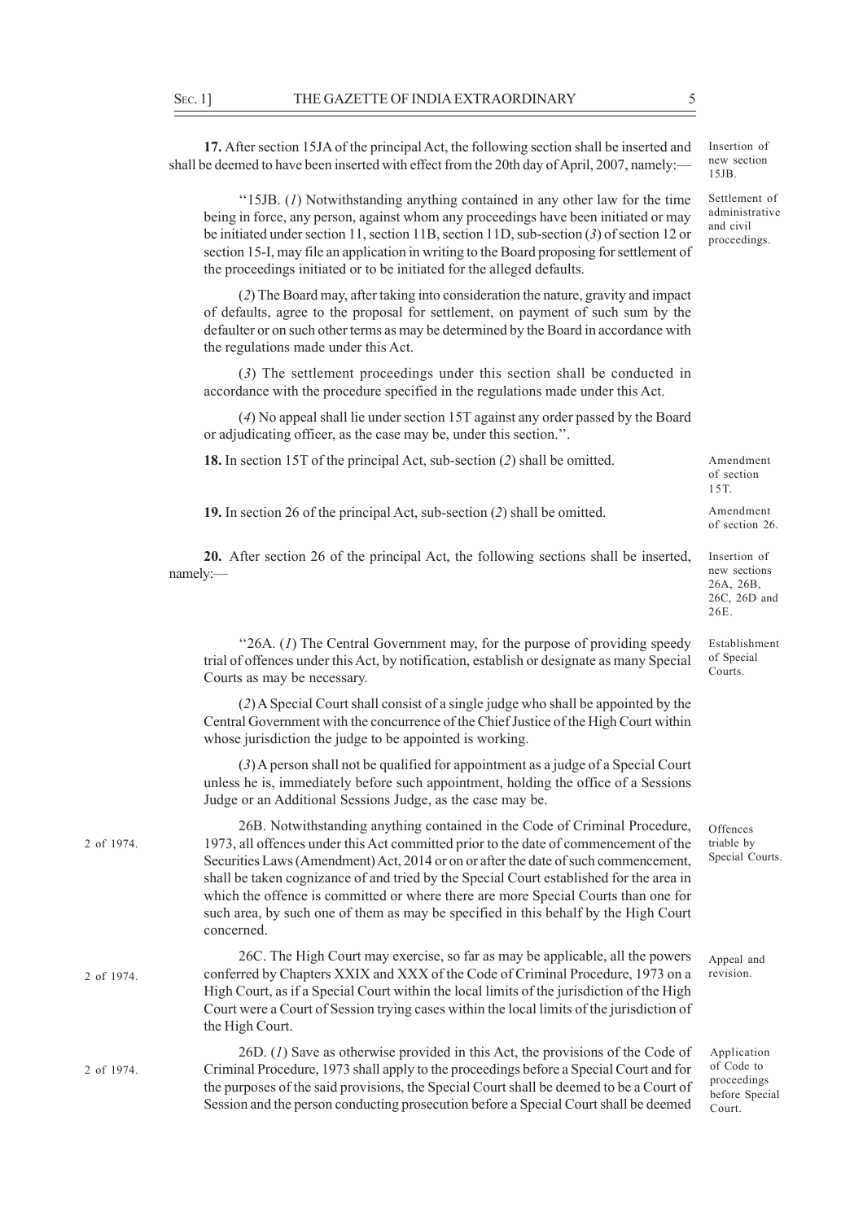**17.** After section 15JA of the principal Act, the following section shall be inserted and shall be deemed to have been inserted with effect from the 20th day of April, 2007, namely:—

Insertion of new section 15JB.

Settlement of administrative and civil proceedings.

"15JB. (*1*) Notwithstanding anything contained in any other law for the time being in force, any person, against whom any proceedings have been initiated or may be initiated under section 11, section 11B, section 11D, sub-section (*3*) of section 12 or section 15-I, may file an application in writing to the Board proposing for settlement of the proceedings initiated or to be initiated for the alleged defaults.

(*2*) The Board may, after taking into consideration the nature, gravity and impact of defaults, agree to the proposal for settlement, on payment of such sum by the defaulter or on such other terms as may be determined by the Board in accordance with the regulations made under this Act.

(*3*) The settlement proceedings under this section shall be conducted in accordance with the procedure specified in the regulations made under this Act.

(*4*) No appeal shall lie under section 15T against any order passed by the Board or adjudicating officer, as the case may be, under this section.".

Amendment of section 15T.

**18.** In section 15T of the principal Act, sub-section (*2*) shall be omitted.

Amendment of section 26.

**19.** In section 26 of the principal Act, sub-section (*2*) shall be omitted.

Insertion of new sections 26A, 26B, 26C, 26D and 26E.

**20.** After section 26 of the principal Act, the following sections shall be inserted, namely:—

Establishment of Special Courts.

"26A. (*1*) The Central Government may, for the purpose of providing speedy trial of offences under this Act, by notification, establish or designate as many Special Courts as may be necessary.

(*2*) A Special Court shall consist of a single judge who shall be appointed by the Central Government with the concurrence of the Chief Justice of the High Court within whose jurisdiction the judge to be appointed is working.

(*3*) A person shall not be qualified for appointment as a judge of a Special Court unless he is, immediately before such appointment, holding the office of a Sessions Judge or an Additional Sessions Judge, as the case may be.

Offences triable by Special Courts.

2 of 1974.

26B. Notwithstanding anything contained in the Code of Criminal Procedure, 1973, all offences under this Act committed prior to the date of commencement of the Securities Laws (Amendment) Act, 2014 or on or after the date of such commencement, shall be taken cognizance of and tried by the Special Court established for the area in which the offence is committed or where there are more Special Courts than one for such area, by such one of them as may be specified in this behalf by the High Court concerned.

Appeal and revision.

2 of 1974.

26C. The High Court may exercise, so far as may be applicable, all the powers conferred by Chapters XXIX and XXX of the Code of Criminal Procedure, 1973 on a High Court, as if a Special Court within the local limits of the jurisdiction of the High Court were a Court of Session trying cases within the local limits of the jurisdiction of the High Court.

Application of Code to proceedings before Special Court.

2 of 1974.

26D. (*1*) Save as otherwise provided in this Act, the provisions of the Code of Criminal Procedure, 1973 shall apply to the proceedings before a Special Court and for the purposes of the said provisions, the Special Court shall be deemed to be a Court of Session and the person conducting prosecution before a Special Court shall be deemed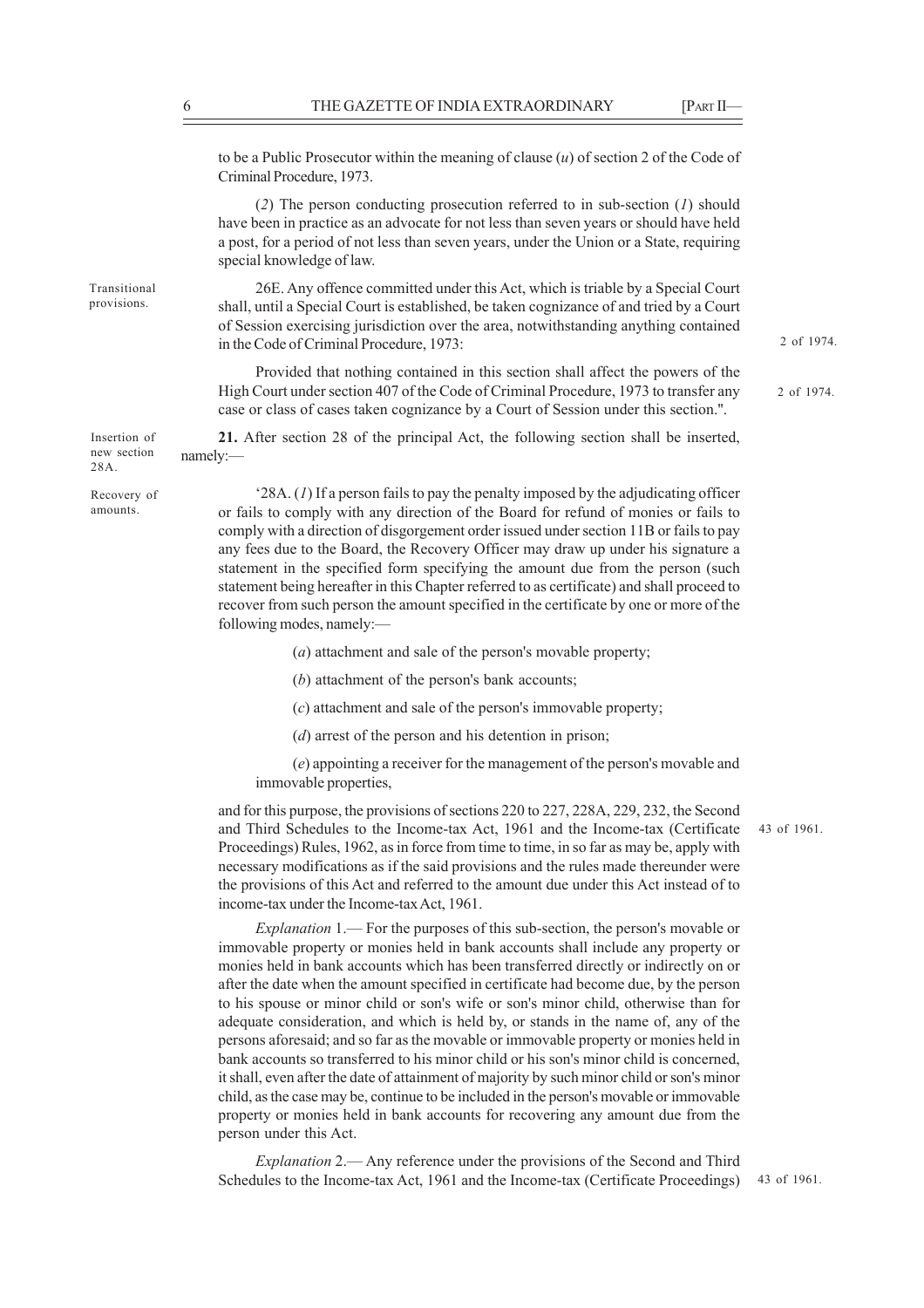to be a Public Prosecutor within the meaning of clause (*u*) of section 2 of the Code of Criminal Procedure, 1973.

(*2*) The person conducting prosecution referred to in sub-section (*1*) should have been in practice as an advocate for not less than seven years or should have held a post, for a period of not less than seven years, under the Union or a State, requiring special knowledge of law.

Transitional provisions.

26E. Any offence committed under this Act, which is triable by a Special Court shall, until a Special Court is established, be taken cognizance of and tried by a Court of Session exercising jurisdiction over the area, notwithstanding anything contained in the Code of Criminal Procedure, 1973: 2 of 1974.

Provided that nothing contained in this section shall affect the powers of the High Court under section 407 of the Code of Criminal Procedure, 1973 to transfer any case or class of cases taken cognizance by a Court of Session under this section.". 2 of 1974.

Insertion of new section 28A.

**21.** After section 28 of the principal Act, the following section shall be inserted, namely:—

Recovery of amounts.

'28A. (*1*) If a person fails to pay the penalty imposed by the adjudicating officer or fails to comply with any direction of the Board for refund of monies or fails to comply with a direction of disgorgement order issued under section 11B or fails to pay any fees due to the Board, the Recovery Officer may draw up under his signature a statement in the specified form specifying the amount due from the person (such statement being hereafter in this Chapter referred to as certificate) and shall proceed to recover from such person the amount specified in the certificate by one or more of the following modes, namely:—

(*a*) attachment and sale of the person's movable property;

(*b*) attachment of the person's bank accounts;

(*c*) attachment and sale of the person's immovable property;

(*d*) arrest of the person and his detention in prison;

(*e*) appointing a receiver for the management of the person's movable and immovable properties,

and for this purpose, the provisions of sections 220 to 227, 228A, 229, 232, the Second and Third Schedules to the Income-tax Act, 1961 and the Income-tax (Certificate Proceedings) Rules, 1962, as in force from time to time, in so far as may be, apply with necessary modifications as if the said provisions and the rules made thereunder were the provisions of this Act and referred to the amount due under this Act instead of to income-tax under the Income-tax Act, 1961. 43 of 1961.

*Explanation* 1.— For the purposes of this sub-section, the person's movable or immovable property or monies held in bank accounts shall include any property or monies held in bank accounts which has been transferred directly or indirectly on or after the date when the amount specified in certificate had become due, by the person to his spouse or minor child or son's wife or son's minor child, otherwise than for adequate consideration, and which is held by, or stands in the name of, any of the persons aforesaid; and so far as the movable or immovable property or monies held in bank accounts so transferred to his minor child or his son's minor child is concerned, it shall, even after the date of attainment of majority by such minor child or son's minor child, as the case may be, continue to be included in the person's movable or immovable property or monies held in bank accounts for recovering any amount due from the person under this Act.

*Explanation* 2.— Any reference under the provisions of the Second and Third Schedules to the Income-tax Act, 1961 and the Income-tax (Certificate Proceedings) 43 of 1961.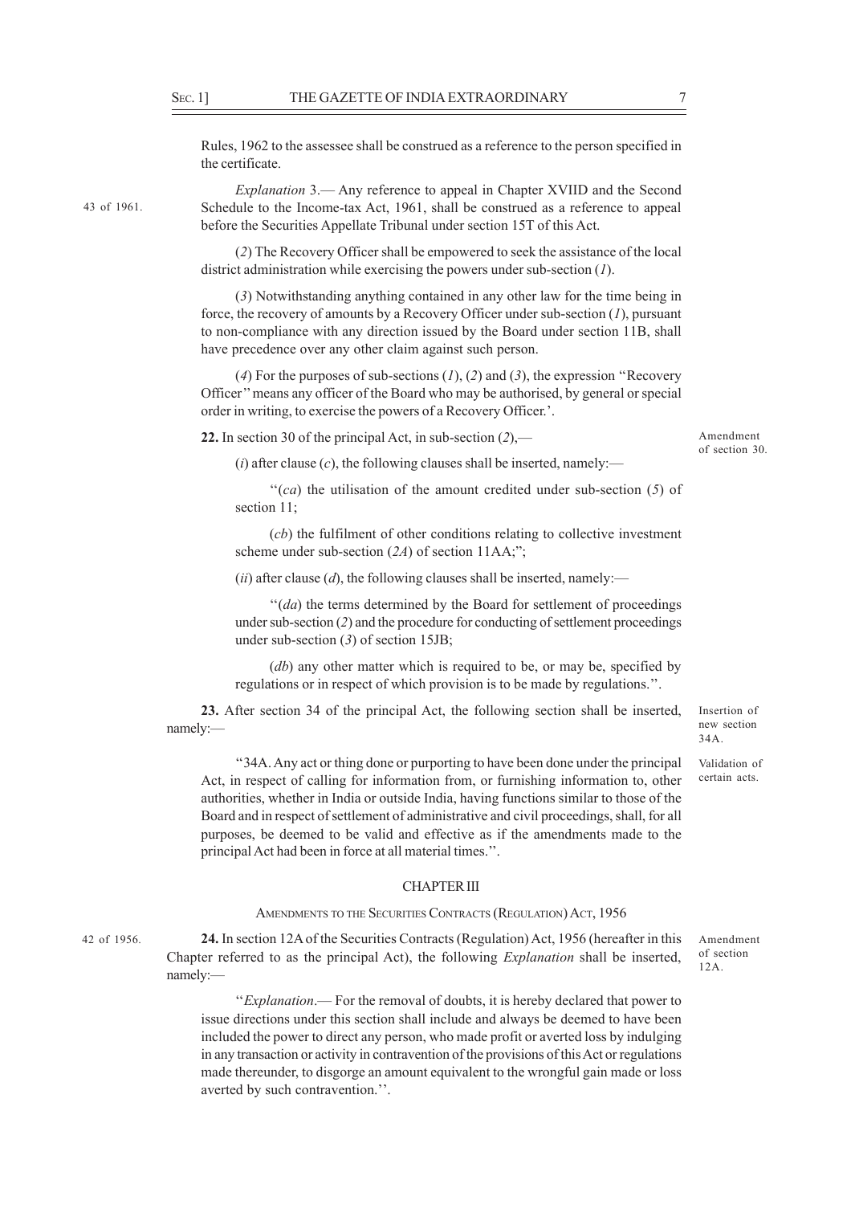Rules, 1962 to the assessee shall be construed as a reference to the person specified in the certificate.

43 of 1961.

*Explanation* 3.— Any reference to appeal in Chapter XVIID and the Second Schedule to the Income-tax Act, 1961, shall be construed as a reference to appeal before the Securities Appellate Tribunal under section 15T of this Act.

(*2*) The Recovery Officer shall be empowered to seek the assistance of the local district administration while exercising the powers under sub-section (*1*).

(*3*) Notwithstanding anything contained in any other law for the time being in force, the recovery of amounts by a Recovery Officer under sub-section (*1*), pursuant to non-compliance with any direction issued by the Board under section 11B, shall have precedence over any other claim against such person.

(*4*) For the purposes of sub-sections (*1*), (*2*) and (*3*), the expression "Recovery Officer" means any officer of the Board who may be authorised, by general or special order in writing, to exercise the powers of a Recovery Officer.'.

Amendment of section 30.

**22.** In section 30 of the principal Act, in sub-section (*2*),—

(*i*) after clause (*c*), the following clauses shall be inserted, namely:—

"(*ca*) the utilisation of the amount credited under sub-section (*5*) of section 11;

(*cb*) the fulfilment of other conditions relating to collective investment scheme under sub-section (*2A*) of section 11AA;";

(*ii*) after clause (*d*), the following clauses shall be inserted, namely:—

"(*da*) the terms determined by the Board for settlement of proceedings under sub-section (*2*) and the procedure for conducting of settlement proceedings under sub-section (*3*) of section 15JB;

(*db*) any other matter which is required to be, or may be, specified by regulations or in respect of which provision is to be made by regulations.".

Insertion of new section 34A.

**23.** After section 34 of the principal Act, the following section shall be inserted, namely:—

Validation of certain acts.

"34A. Any act or thing done or purporting to have been done under the principal Act, in respect of calling for information from, or furnishing information to, other authorities, whether in India or outside India, having functions similar to those of the Board and in respect of settlement of administrative and civil proceedings, shall, for all purposes, be deemed to be valid and effective as if the amendments made to the principal Act had been in force at all material times.".

## CHAPTER III

### AMENDMENTS TO THE SECURITIES CONTRACTS (REGULATION) ACT, 1956

42 of 1956.

Amendment of section 12A.

**24.** In section 12A of the Securities Contracts (Regulation) Act, 1956 (hereafter in this Chapter referred to as the principal Act), the following *Explanation* shall be inserted, namely:—

"*Explanation*.— For the removal of doubts, it is hereby declared that power to issue directions under this section shall include and always be deemed to have been included the power to direct any person, who made profit or averted loss by indulging in any transaction or activity in contravention of the provisions of this Act or regulations made thereunder, to disgorge an amount equivalent to the wrongful gain made or loss averted by such contravention.".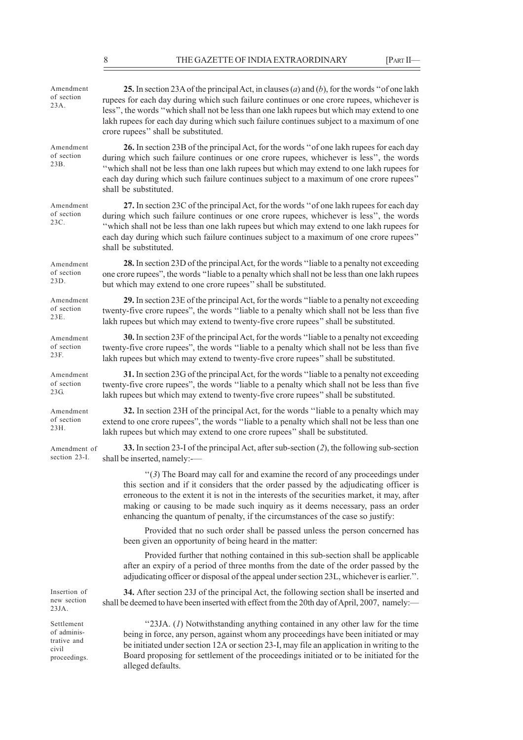*Amendment of section 23A.*

**25.** In section 23A of the principal Act, in clauses (*a*) and (*b*), for the words ''of one lakh rupees for each day during which such failure continues or one crore rupees, whichever is less'', the words ''which shall not be less than one lakh rupees but which may extend to one lakh rupees for each day during which such failure continues subject to a maximum of one crore rupees'' shall be substituted.

*Amendment of section 23B.*

**26.** In section 23B of the principal Act, for the words ''of one lakh rupees for each day during which such failure continues or one crore rupees, whichever is less'', the words ''which shall not be less than one lakh rupees but which may extend to one lakh rupees for each day during which such failure continues subject to a maximum of one crore rupees'' shall be substituted.

*Amendment of section 23C.*

**27.** In section 23C of the principal Act, for the words ''of one lakh rupees for each day during which such failure continues or one crore rupees, whichever is less'', the words ''which shall not be less than one lakh rupees but which may extend to one lakh rupees for each day during which such failure continues subject to a maximum of one crore rupees'' shall be substituted.

*Amendment of section 23D.*

**28.** In section 23D of the principal Act, for the words ''liable to a penalty not exceeding one crore rupees'', the words ''liable to a penalty which shall not be less than one lakh rupees but which may extend to one crore rupees'' shall be substituted.

*Amendment of section 23E.*

**29.** In section 23E of the principal Act, for the words ''liable to a penalty not exceeding twenty-five crore rupees'', the words ''liable to a penalty which shall not be less than five lakh rupees but which may extend to twenty-five crore rupees'' shall be substituted.

*Amendment of section 23F.*

**30.** In section 23F of the principal Act, for the words ''liable to a penalty not exceeding twenty-five crore rupees'', the words ''liable to a penalty which shall not be less than five lakh rupees but which may extend to twenty-five crore rupees'' shall be substituted.

*Amendment of section 23G.*

**31.** In section 23G of the principal Act, for the words ''liable to a penalty not exceeding twenty-five crore rupees'', the words ''liable to a penalty which shall not be less than five lakh rupees but which may extend to twenty-five crore rupees'' shall be substituted.

*Amendment of section 23H.*

**32.** In section 23H of the principal Act, for the words ''liable to a penalty which may extend to one crore rupees'', the words ''liable to a penalty which shall not be less than one lakh rupees but which may extend to one crore rupees'' shall be substituted.

*Amendment of section 23-I.*

**33.** In section 23-I of the principal Act, after sub-section (*2*), the following sub-section shall be inserted, namely:—

''(*3*) The Board may call for and examine the record of any proceedings under this section and if it considers that the order passed by the adjudicating officer is erroneous to the extent it is not in the interests of the securities market, it may, after making or causing to be made such inquiry as it deems necessary, pass an order enhancing the quantum of penalty, if the circumstances of the case so justify:

Provided that no such order shall be passed unless the person concerned has been given an opportunity of being heard in the matter:

Provided further that nothing contained in this sub-section shall be applicable after an expiry of a period of three months from the date of the order passed by the adjudicating officer or disposal of the appeal under section 23L, whichever is earlier.''.

*Insertion of new section 23JA.*

**34.** After section 23J of the principal Act, the following section shall be inserted and shall be deemed to have been inserted with effect from the 20th day of April, 2007, namely:—

*Settlement of administrative and civil proceedings.*

''23JA. (*1*) Notwithstanding anything contained in any other law for the time being in force, any person, against whom any proceedings have been initiated or may be initiated under section 12A or section 23-I, may file an application in writing to the Board proposing for settlement of the proceedings initiated or to be initiated for the alleged defaults.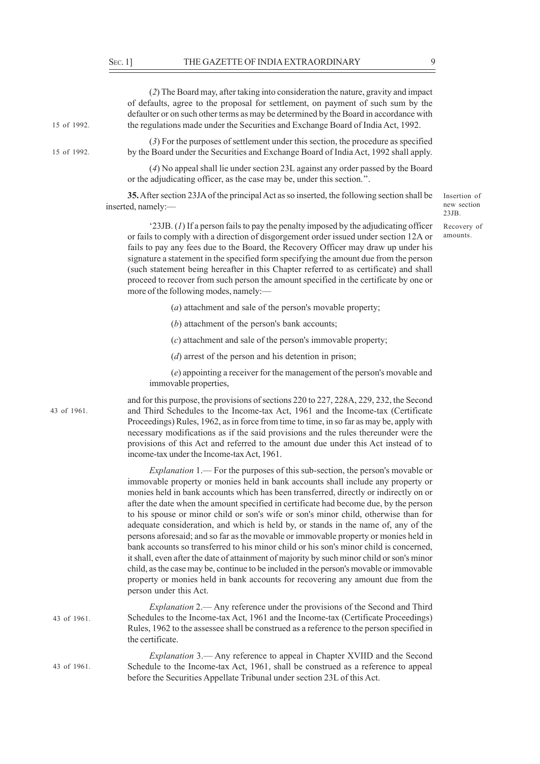(*2*) The Board may, after taking into consideration the nature, gravity and impact of defaults, agree to the proposal for settlement, on payment of such sum by the defaulter or on such other terms as may be determined by the Board in accordance with the regulations made under the Securities and Exchange Board of India Act, 1992. [15 of 1992.]

(*3*) For the purposes of settlement under this section, the procedure as specified by the Board under the Securities and Exchange Board of India Act, 1992 shall apply. [15 of 1992.]

(*4*) No appeal shall lie under section 23L against any order passed by the Board or the adjudicating officer, as the case may be, under this section.".

**35.** After section 23JA of the principal Act as so inserted, the following section shall be inserted, namely:— [Insertion of new section 23JB.]

'23JB. (*1*) If a person fails to pay the penalty imposed by the adjudicating officer or fails to comply with a direction of disgorgement order issued under section 12A or fails to pay any fees due to the Board, the Recovery Officer may draw up under his signature a statement in the specified form specifying the amount due from the person (such statement being hereafter in this Chapter referred to as certificate) and shall proceed to recover from such person the amount specified in the certificate by one or more of the following modes, namely:— [Recovery of amounts.]

(*a*) attachment and sale of the person's movable property;

(*b*) attachment of the person's bank accounts;

(*c*) attachment and sale of the person's immovable property;

(*d*) arrest of the person and his detention in prison;

(*e*) appointing a receiver for the management of the person's movable and immovable properties,

and for this purpose, the provisions of sections 220 to 227, 228A, 229, 232, the Second and Third Schedules to the Income-tax Act, 1961 and the Income-tax (Certificate Proceedings) Rules, 1962, as in force from time to time, in so far as may be, apply with necessary modifications as if the said provisions and the rules thereunder were the provisions of this Act and referred to the amount due under this Act instead of to income-tax under the Income-tax Act, 1961. [43 of 1961.]

*Explanation* 1.— For the purposes of this sub-section, the person's movable or immovable property or monies held in bank accounts shall include any property or monies held in bank accounts which has been transferred, directly or indirectly on or after the date when the amount specified in certificate had become due, by the person to his spouse or minor child or son's wife or son's minor child, otherwise than for adequate consideration, and which is held by, or stands in the name of, any of the persons aforesaid; and so far as the movable or immovable property or monies held in bank accounts so transferred to his minor child or his son's minor child is concerned, it shall, even after the date of attainment of majority by such minor child or son's minor child, as the case may be, continue to be included in the person's movable or immovable property or monies held in bank accounts for recovering any amount due from the person under this Act.

*Explanation* 2.— Any reference under the provisions of the Second and Third Schedules to the Income-tax Act, 1961 and the Income-tax (Certificate Proceedings) Rules, 1962 to the assessee shall be construed as a reference to the person specified in the certificate. [43 of 1961.]

*Explanation* 3.— Any reference to appeal in Chapter XVIID and the Second Schedule to the Income-tax Act, 1961, shall be construed as a reference to appeal before the Securities Appellate Tribunal under section 23L of this Act. [43 of 1961.]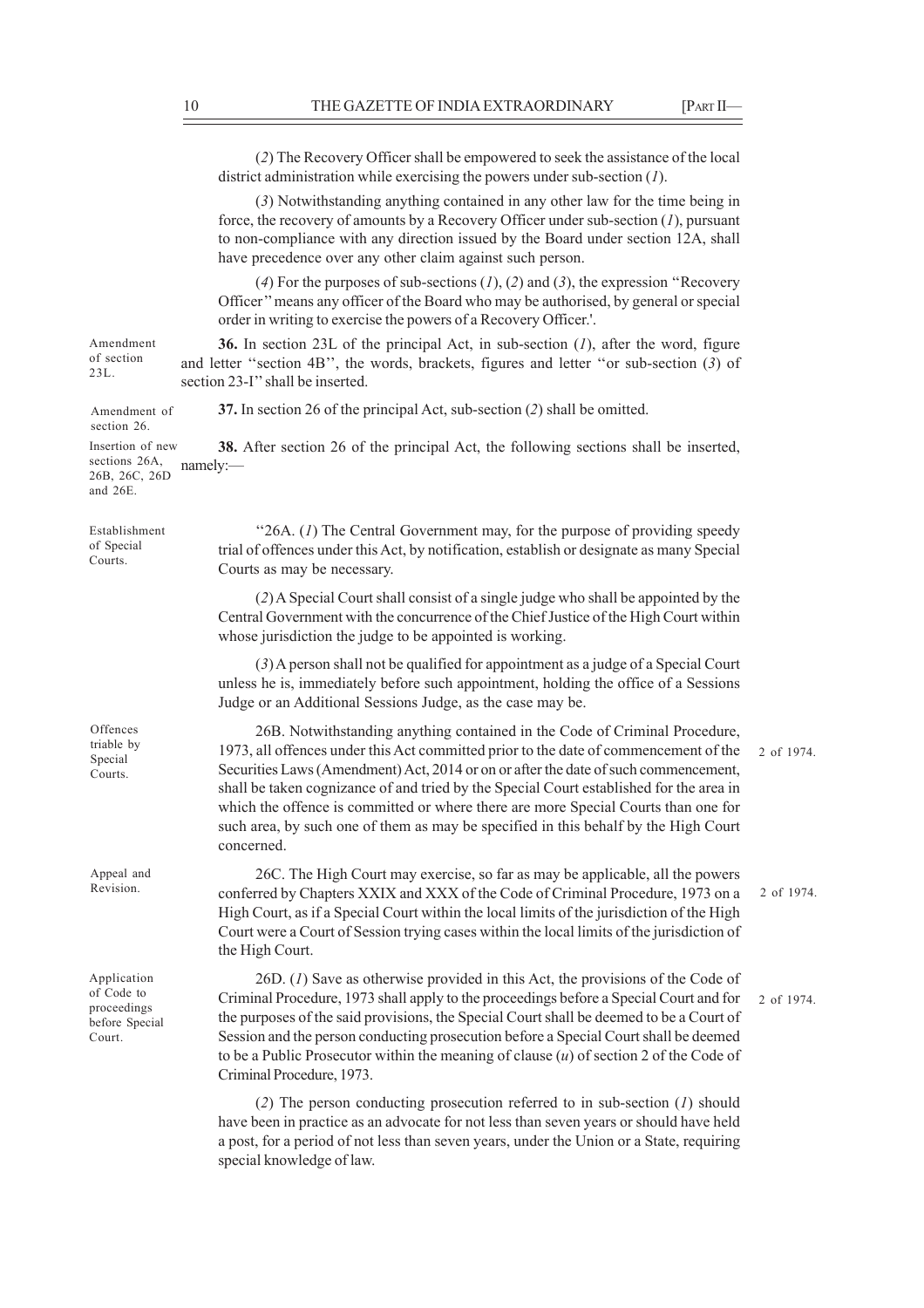(*2*) The Recovery Officer shall be empowered to seek the assistance of the local district administration while exercising the powers under sub-section (*1*).

(*3*) Notwithstanding anything contained in any other law for the time being in force, the recovery of amounts by a Recovery Officer under sub-section (*1*), pursuant to non-compliance with any direction issued by the Board under section 12A, shall have precedence over any other claim against such person.

(*4*) For the purposes of sub-sections (*1*), (*2*) and (*3*), the expression "Recovery Officer" means any officer of the Board who may be authorised, by general or special order in writing to exercise the powers of a Recovery Officer.'.

Amendment of section 23L.

**36.** In section 23L of the principal Act, in sub-section (*1*), after the word, figure and letter "section 4B", the words, brackets, figures and letter "or sub-section (*3*) of section 23-I" shall be inserted.

Amendment of section 26.

**37.** In section 26 of the principal Act, sub-section (*2*) shall be omitted.

Insertion of new sections 26A, 26B, 26C, 26D and 26E.

**38.** After section 26 of the principal Act, the following sections shall be inserted, namely:—

Establishment of Special Courts.

"26A. (*1*) The Central Government may, for the purpose of providing speedy trial of offences under this Act, by notification, establish or designate as many Special Courts as may be necessary.

(*2*) A Special Court shall consist of a single judge who shall be appointed by the Central Government with the concurrence of the Chief Justice of the High Court within whose jurisdiction the judge to be appointed is working.

(*3*) A person shall not be qualified for appointment as a judge of a Special Court unless he is, immediately before such appointment, holding the office of a Sessions Judge or an Additional Sessions Judge, as the case may be.

Offences triable by Special Courts.

26B. Notwithstanding anything contained in the Code of Criminal Procedure, 1973, all offences under this Act committed prior to the date of commencement of the Securities Laws (Amendment) Act, 2014 or on or after the date of such commencement, shall be taken cognizance of and tried by the Special Court established for the area in which the offence is committed or where there are more Special Courts than one for such area, by such one of them as may be specified in this behalf by the High Court concerned.

2 of 1974.

Appeal and Revision.

26C. The High Court may exercise, so far as may be applicable, all the powers conferred by Chapters XXIX and XXX of the Code of Criminal Procedure, 1973 on a High Court, as if a Special Court within the local limits of the jurisdiction of the High Court were a Court of Session trying cases within the local limits of the jurisdiction of the High Court.

2 of 1974.

Application of Code to proceedings before Special Court.

26D. (*1*) Save as otherwise provided in this Act, the provisions of the Code of Criminal Procedure, 1973 shall apply to the proceedings before a Special Court and for the purposes of the said provisions, the Special Court shall be deemed to be a Court of Session and the person conducting prosecution before a Special Court shall be deemed to be a Public Prosecutor within the meaning of clause (*u*) of section 2 of the Code of Criminal Procedure, 1973.

2 of 1974.

(*2*) The person conducting prosecution referred to in sub-section (*1*) should have been in practice as an advocate for not less than seven years or should have held a post, for a period of not less than seven years, under the Union or a State, requiring special knowledge of law.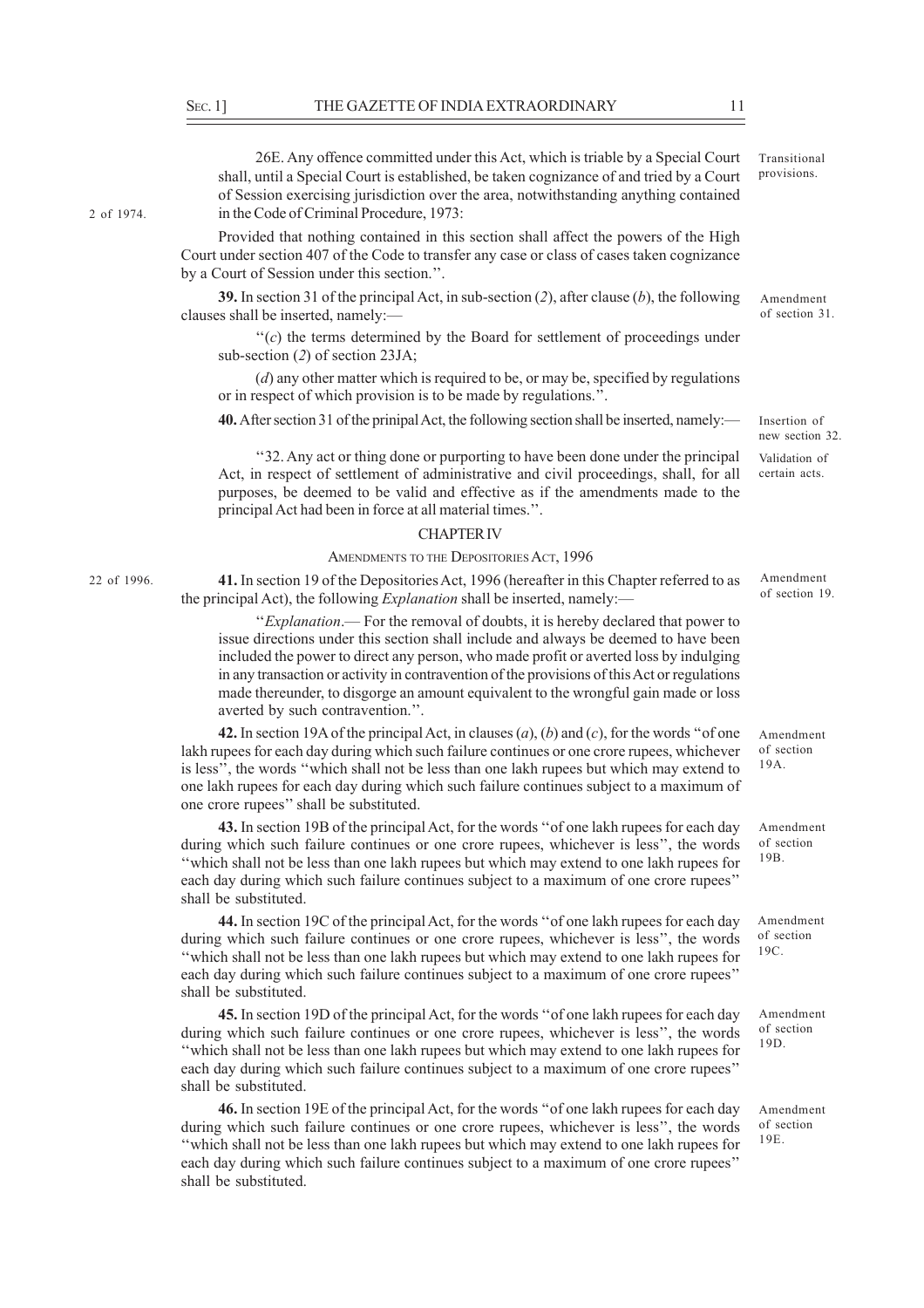26E. Any offence committed under this Act, which is triable by a Special Court shall, until a Special Court is established, be taken cognizance of and tried by a Court of Session exercising jurisdiction over the area, notwithstanding anything contained in the Code of Criminal Procedure, 1973:

Transitional provisions.

2 of 1974.

Provided that nothing contained in this section shall affect the powers of the High Court under section 407 of the Code to transfer any case or class of cases taken cognizance by a Court of Session under this section.''.

**39.** In section 31 of the principal Act, in sub-section (*2*), after clause (*b*), the following clauses shall be inserted, namely:—

Amendment of section 31.

''(*c*) the terms determined by the Board for settlement of proceedings under sub-section (*2*) of section 23JA;

(*d*) any other matter which is required to be, or may be, specified by regulations or in respect of which provision is to be made by regulations.''.

**40.** After section 31 of the prinipal Act, the following section shall be inserted, namely:—

Insertion of new section 32.

''32. Any act or thing done or purporting to have been done under the principal Act, in respect of settlement of administrative and civil proceedings, shall, for all purposes, be deemed to be valid and effective as if the amendments made to the principal Act had been in force at all material times.''.

Validation of certain acts.

## CHAPTER IV

### AMENDMENTS TO THE DEPOSITORIES ACT, 1996

22 of 1996.

**41.** In section 19 of the Depositories Act, 1996 (hereafter in this Chapter referred to as the principal Act), the following *Explanation* shall be inserted, namely:—

Amendment of section 19.

''*Explanation*.— For the removal of doubts, it is hereby declared that power to issue directions under this section shall include and always be deemed to have been included the power to direct any person, who made profit or averted loss by indulging in any transaction or activity in contravention of the provisions of this Act or regulations made thereunder, to disgorge an amount equivalent to the wrongful gain made or loss averted by such contravention.''.

**42.** In section 19A of the principal Act, in clauses (*a*), (*b*) and (*c*), for the words ''of one lakh rupees for each day during which such failure continues or one crore rupees, whichever is less'', the words ''which shall not be less than one lakh rupees but which may extend to one lakh rupees for each day during which such failure continues subject to a maximum of one crore rupees'' shall be substituted.

Amendment of section 19A.

**43.** In section 19B of the principal Act, for the words ''of one lakh rupees for each day during which such failure continues or one crore rupees, whichever is less'', the words ''which shall not be less than one lakh rupees but which may extend to one lakh rupees for each day during which such failure continues subject to a maximum of one crore rupees'' shall be substituted.

Amendment of section 19B.

**44.** In section 19C of the principal Act, for the words ''of one lakh rupees for each day during which such failure continues or one crore rupees, whichever is less'', the words ''which shall not be less than one lakh rupees but which may extend to one lakh rupees for each day during which such failure continues subject to a maximum of one crore rupees'' shall be substituted.

Amendment of section 19C.

**45.** In section 19D of the principal Act, for the words ''of one lakh rupees for each day during which such failure continues or one crore rupees, whichever is less'', the words ''which shall not be less than one lakh rupees but which may extend to one lakh rupees for each day during which such failure continues subject to a maximum of one crore rupees'' shall be substituted.

Amendment of section 19D.

**46.** In section 19E of the principal Act, for the words ''of one lakh rupees for each day during which such failure continues or one crore rupees, whichever is less'', the words ''which shall not be less than one lakh rupees but which may extend to one lakh rupees for each day during which such failure continues subject to a maximum of one crore rupees'' shall be substituted.

Amendment of section 19E.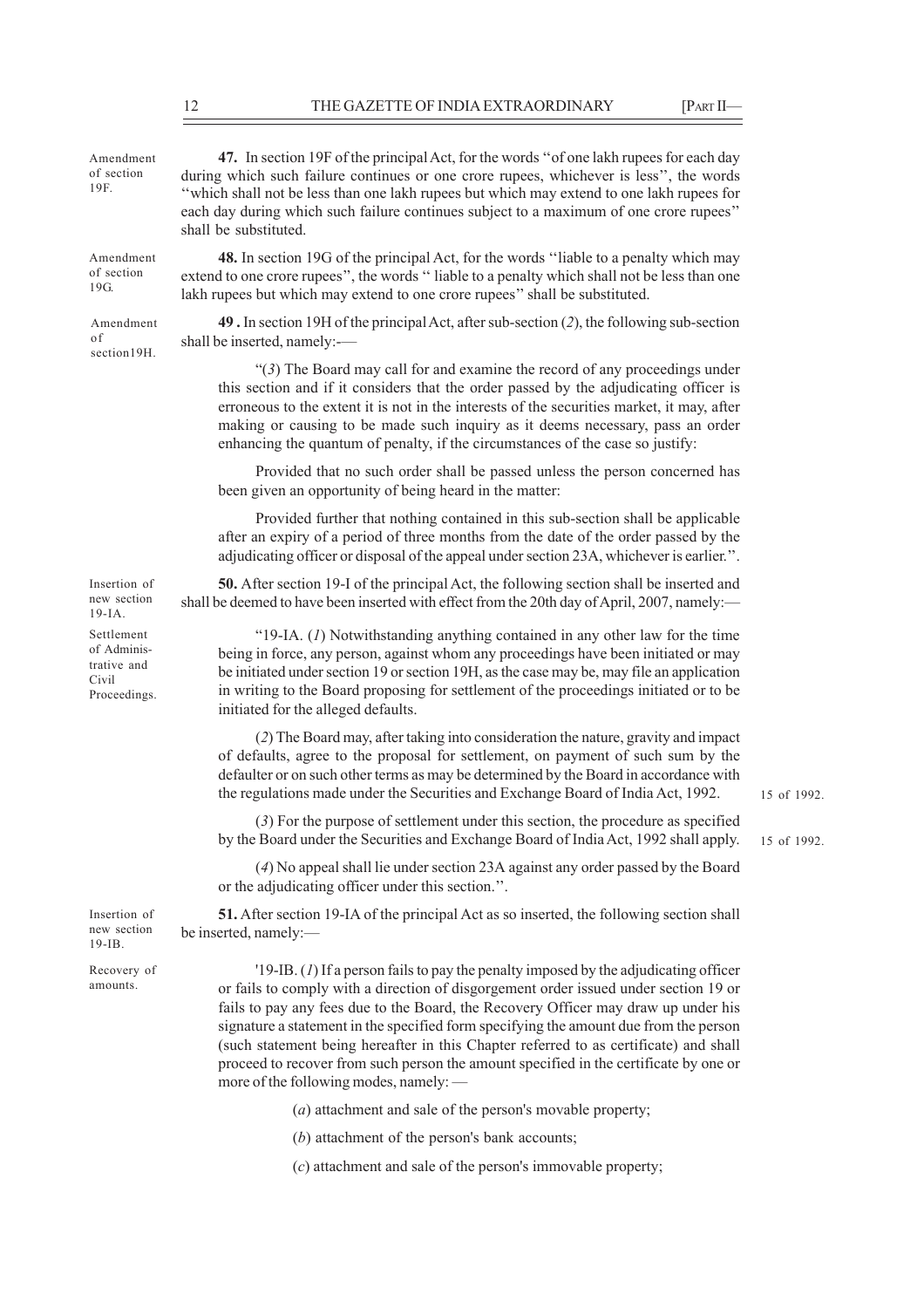Amendment of section 19F.

**47.** In section 19F of the principal Act, for the words ''of one lakh rupees for each day during which such failure continues or one crore rupees, whichever is less'', the words ''which shall not be less than one lakh rupees but which may extend to one lakh rupees for each day during which such failure continues subject to a maximum of one crore rupees'' shall be substituted.

Amendment of section 19G.

**48.** In section 19G of the principal Act, for the words ''liable to a penalty which may extend to one crore rupees'', the words '' liable to a penalty which shall not be less than one lakh rupees but which may extend to one crore rupees'' shall be substituted.

Amendment of section19H.

**49 .** In section 19H of the principal Act, after sub-section (*2*), the following sub-section shall be inserted, namely:-—

"(*3*) The Board may call for and examine the record of any proceedings under this section and if it considers that the order passed by the adjudicating officer is erroneous to the extent it is not in the interests of the securities market, it may, after making or causing to be made such inquiry as it deems necessary, pass an order enhancing the quantum of penalty, if the circumstances of the case so justify:

Provided that no such order shall be passed unless the person concerned has been given an opportunity of being heard in the matter:

Provided further that nothing contained in this sub-section shall be applicable after an expiry of a period of three months from the date of the order passed by the adjudicating officer or disposal of the appeal under section 23A, whichever is earlier.''.

Insertion of new section 19-IA.

**50.** After section 19-I of the principal Act, the following section shall be inserted and shall be deemed to have been inserted with effect from the 20th day of April, 2007, namely:—

Settlement of Administrative and Civil Proceedings.

"19-IA. (*1*) Notwithstanding anything contained in any other law for the time being in force, any person, against whom any proceedings have been initiated or may be initiated under section 19 or section 19H, as the case may be, may file an application in writing to the Board proposing for settlement of the proceedings initiated or to be initiated for the alleged defaults.

(*2*) The Board may, after taking into consideration the nature, gravity and impact of defaults, agree to the proposal for settlement, on payment of such sum by the defaulter or on such other terms as may be determined by the Board in accordance with the regulations made under the Securities and Exchange Board of India Act, 1992. (15 of 1992.)

(*3*) For the purpose of settlement under this section, the procedure as specified by the Board under the Securities and Exchange Board of India Act, 1992 shall apply. (15 of 1992.)

(*4*) No appeal shall lie under section 23A against any order passed by the Board or the adjudicating officer under this section.''.

Insertion of new section 19-IB.

**51.** After section 19-IA of the principal Act as so inserted, the following section shall be inserted, namely:—

Recovery of amounts.

'19-IB. (*1*) If a person fails to pay the penalty imposed by the adjudicating officer or fails to comply with a direction of disgorgement order issued under section 19 or fails to pay any fees due to the Board, the Recovery Officer may draw up under his signature a statement in the specified form specifying the amount due from the person (such statement being hereafter in this Chapter referred to as certificate) and shall proceed to recover from such person the amount specified in the certificate by one or more of the following modes, namely: —

(*a*) attachment and sale of the person's movable property;

(*b*) attachment of the person's bank accounts;

(*c*) attachment and sale of the person's immovable property;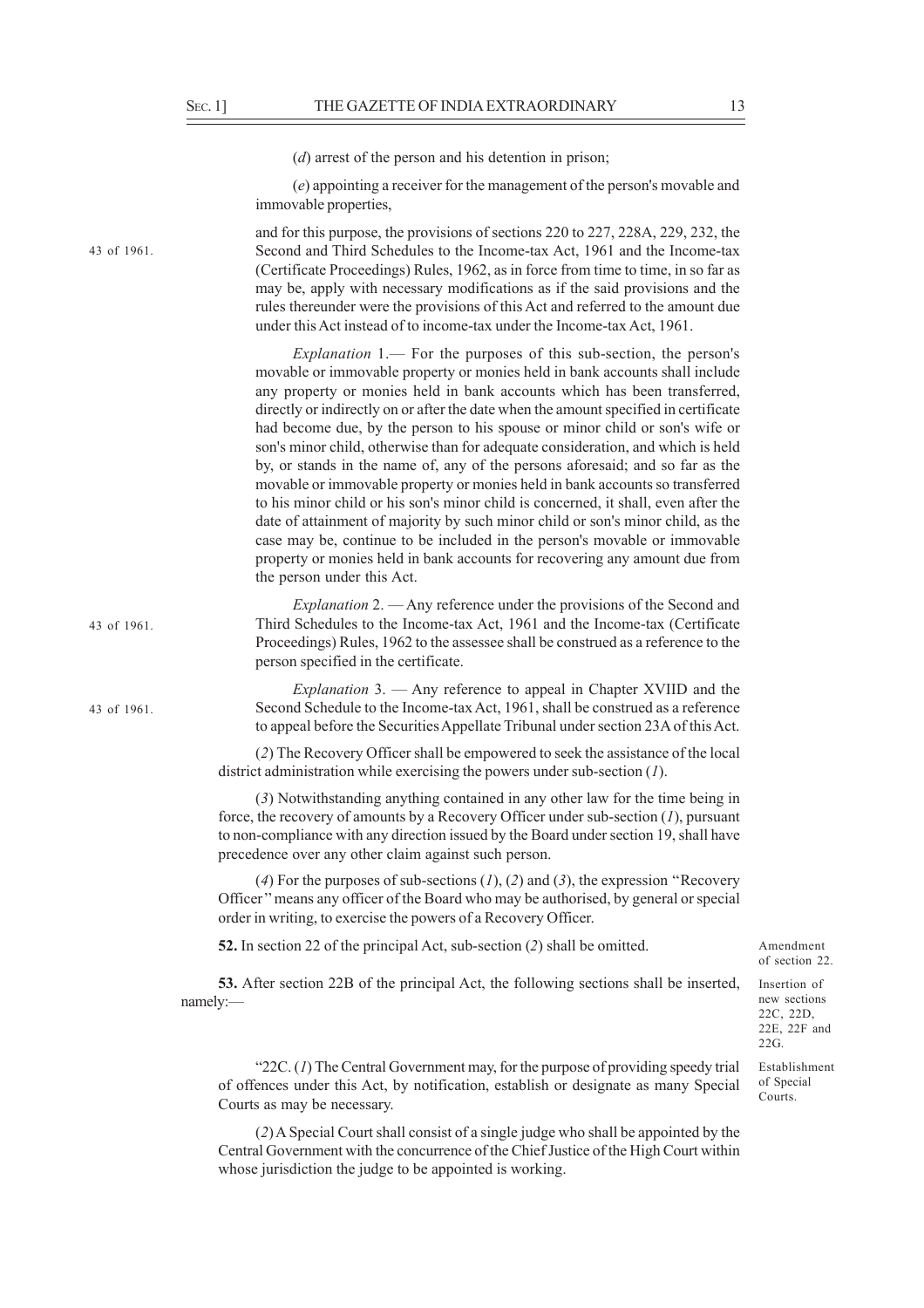(*d*) arrest of the person and his detention in prison;

(*e*) appointing a receiver for the management of the person's movable and immovable properties,

and for this purpose, the provisions of sections 220 to 227, 228A, 229, 232, the Second and Third Schedules to the Income-tax Act, 1961 and the Income-tax (Certificate Proceedings) Rules, 1962, as in force from time to time, in so far as may be, apply with necessary modifications as if the said provisions and the rules thereunder were the provisions of this Act and referred to the amount due under this Act instead of to income-tax under the Income-tax Act, 1961.

43 of 1961.

*Explanation* 1.— For the purposes of this sub-section, the person's movable or immovable property or monies held in bank accounts shall include any property or monies held in bank accounts which has been transferred, directly or indirectly on or after the date when the amount specified in certificate had become due, by the person to his spouse or minor child or son's wife or son's minor child, otherwise than for adequate consideration, and which is held by, or stands in the name of, any of the persons aforesaid; and so far as the movable or immovable property or monies held in bank accounts so transferred to his minor child or his son's minor child is concerned, it shall, even after the date of attainment of majority by such minor child or son's minor child, as the case may be, continue to be included in the person's movable or immovable property or monies held in bank accounts for recovering any amount due from the person under this Act.

*Explanation* 2. — Any reference under the provisions of the Second and Third Schedules to the Income-tax Act, 1961 and the Income-tax (Certificate Proceedings) Rules, 1962 to the assessee shall be construed as a reference to the person specified in the certificate.

43 of 1961.

*Explanation* 3. — Any reference to appeal in Chapter XVIID and the Second Schedule to the Income-tax Act, 1961, shall be construed as a reference to appeal before the Securities Appellate Tribunal under section 23A of this Act.

43 of 1961.

(*2*) The Recovery Officer shall be empowered to seek the assistance of the local district administration while exercising the powers under sub-section (*1*).

(*3*) Notwithstanding anything contained in any other law for the time being in force, the recovery of amounts by a Recovery Officer under sub-section (*1*), pursuant to non-compliance with any direction issued by the Board under section 19, shall have precedence over any other claim against such person.

(*4*) For the purposes of sub-sections (*1*), (*2*) and (*3*), the expression "Recovery Officer" means any officer of the Board who may be authorised, by general or special order in writing, to exercise the powers of a Recovery Officer.

Amendment of section 22.

**52.** In section 22 of the principal Act, sub-section (*2*) shall be omitted.

Insertion of new sections 22C, 22D, 22E, 22F and 22G.

**53.** After section 22B of the principal Act, the following sections shall be inserted, namely:—

Establishment of Special Courts.

"22C. (*1*) The Central Government may, for the purpose of providing speedy trial of offences under this Act, by notification, establish or designate as many Special Courts as may be necessary.

(*2*) A Special Court shall consist of a single judge who shall be appointed by the Central Government with the concurrence of the Chief Justice of the High Court within whose jurisdiction the judge to be appointed is working.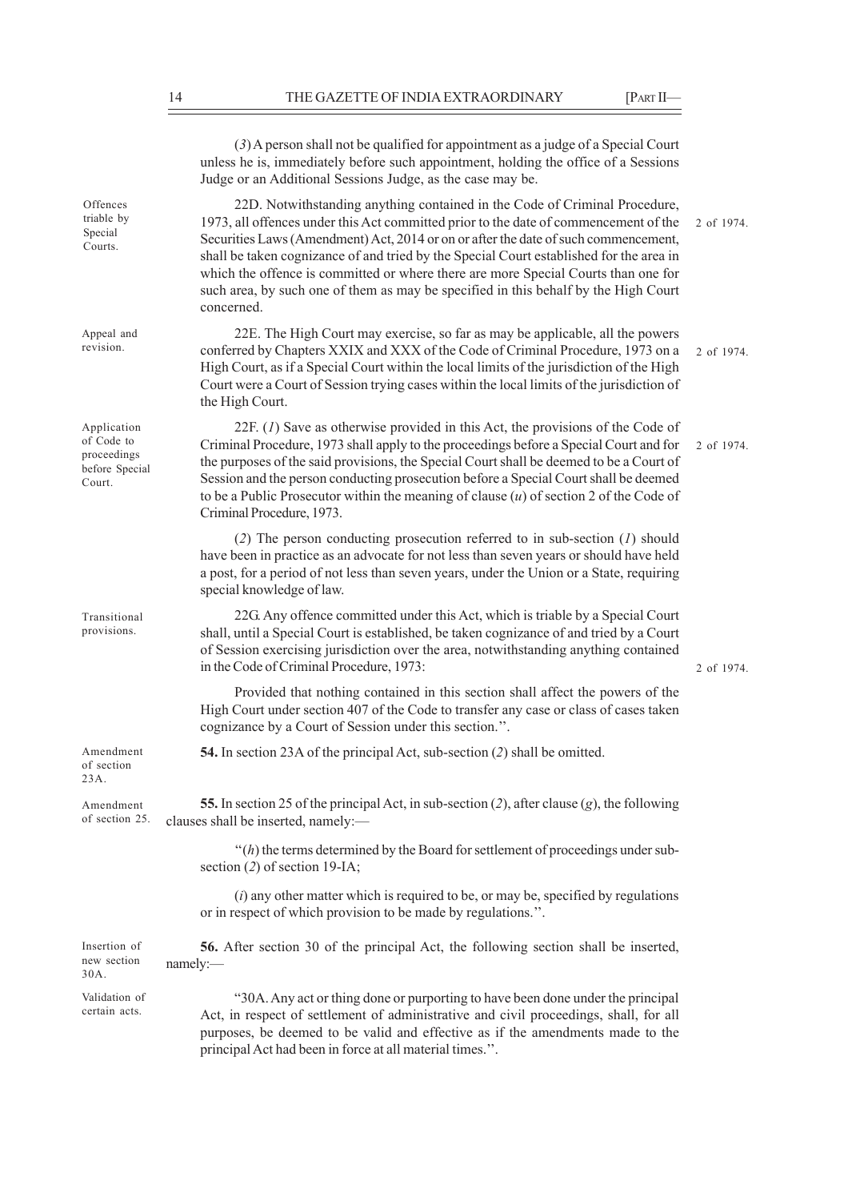(*3*) A person shall not be qualified for appointment as a judge of a Special Court unless he is, immediately before such appointment, holding the office of a Sessions Judge or an Additional Sessions Judge, as the case may be.

Offences triable by Special Courts.

22D. Notwithstanding anything contained in the Code of Criminal Procedure, 1973, all offences under this Act committed prior to the date of commencement of the Securities Laws (Amendment) Act, 2014 or on or after the date of such commencement, shall be taken cognizance of and tried by the Special Court established for the area in which the offence is committed or where there are more Special Courts than one for such area, by such one of them as may be specified in this behalf by the High Court concerned. 2 of 1974.

Appeal and revision.

22E. The High Court may exercise, so far as may be applicable, all the powers conferred by Chapters XXIX and XXX of the Code of Criminal Procedure, 1973 on a High Court, as if a Special Court within the local limits of the jurisdiction of the High Court were a Court of Session trying cases within the local limits of the jurisdiction of the High Court. 2 of 1974.

Application of Code to proceedings before Special Court.

22F. (*1*) Save as otherwise provided in this Act, the provisions of the Code of Criminal Procedure, 1973 shall apply to the proceedings before a Special Court and for the purposes of the said provisions, the Special Court shall be deemed to be a Court of Session and the person conducting prosecution before a Special Court shall be deemed to be a Public Prosecutor within the meaning of clause (*u*) of section 2 of the Code of Criminal Procedure, 1973. 2 of 1974.

(*2*) The person conducting prosecution referred to in sub-section (*1*) should have been in practice as an advocate for not less than seven years or should have held a post, for a period of not less than seven years, under the Union or a State, requiring special knowledge of law.

Transitional provisions.

22G. Any offence committed under this Act, which is triable by a Special Court shall, until a Special Court is established, be taken cognizance of and tried by a Court of Session exercising jurisdiction over the area, notwithstanding anything contained in the Code of Criminal Procedure, 1973: 2 of 1974.

Provided that nothing contained in this section shall affect the powers of the High Court under section 407 of the Code to transfer any case or class of cases taken cognizance by a Court of Session under this section.".

Amendment of section 23A.

**54.** In section 23A of the principal Act, sub-section (*2*) shall be omitted.

Amendment of section 25.

**55.** In section 25 of the principal Act, in sub-section (*2*), after clause (*g*), the following clauses shall be inserted, namely:—

"(*h*) the terms determined by the Board for settlement of proceedings under sub-section (*2*) of section 19-IA;

(*i*) any other matter which is required to be, or may be, specified by regulations or in respect of which provision to be made by regulations.".

Insertion of new section 30A.

**56.** After section 30 of the principal Act, the following section shall be inserted, namely:—

Validation of certain acts.

"30A. Any act or thing done or purporting to have been done under the principal Act, in respect of settlement of administrative and civil proceedings, shall, for all purposes, be deemed to be valid and effective as if the amendments made to the principal Act had been in force at all material times.".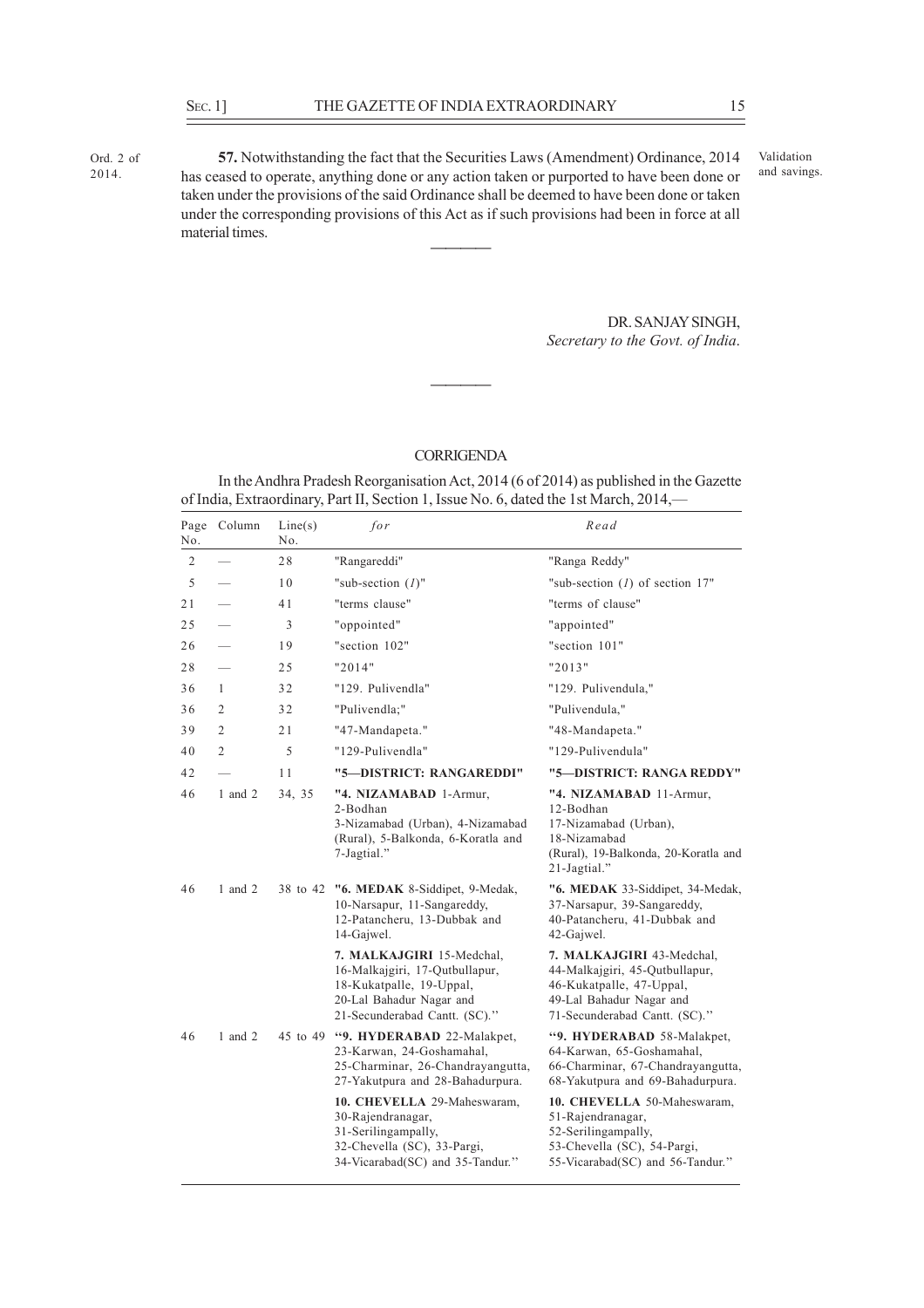Ord. 2 of 2014.

**57.** Notwithstanding the fact that the Securities Laws (Amendment) Ordinance, 2014 has ceased to operate, anything done or any action taken or purported to have been done or taken under the provisions of the said Ordinance shall be deemed to have been done or taken under the corresponding provisions of this Act as if such provisions had been in force at all material times.

Validation and savings.

---

DR. SANJAY SINGH,
*Secretary to the Govt. of India.*

---

## CORRIGENDA

In the Andhra Pradesh Reorganisation Act, 2014 (6 of 2014) as published in the Gazette of India, Extraordinary, Part II, Section 1, Issue No. 6, dated the 1st March, 2014,—

| Page No. | Column | Line(s) No. | *for* | *Read* |
|---|---|---|---|---|
| 2 | — | 28 | "Rangareddi" | "Ranga Reddy" |
| 5 | — | 10 | "sub-section (*1*)" | "sub-section (*1*) of section 17" |
| 21 | — | 41 | "terms clause" | "terms of clause" |
| 25 | — | 3 | "oppointed" | "appointed" |
| 26 | — | 19 | "section 102" | "section 101" |
| 28 | — | 25 | "2014" | "2013" |
| 36 | 1 | 32 | "129. Pulivendla" | "129. Pulivendula," |
| 36 | 2 | 32 | "Pulivendla;" | "Pulivendula," |
| 39 | 2 | 21 | "47-Mandapeta." | "48-Mandapeta." |
| 40 | 2 | 5 | "129-Pulivendla" | "129-Pulivendula" |
| 42 | — | 11 | **"5—DISTRICT: RANGAREDDI"** | **"5—DISTRICT: RANGA REDDY"** |
| 46 | 1 and 2 | 34, 35 | "**4. NIZAMABAD** 1-Armur, 2-Bodhan 3-Nizamabad (Urban), 4-Nizamabad (Rural), 5-Balkonda, 6-Koratla and 7-Jagtial." | "**4. NIZAMABAD** 11-Armur, 12-Bodhan 17-Nizamabad (Urban), 18-Nizamabad (Rural), 19-Balkonda, 20-Koratla and 21-Jagtial." |
| 46 | 1 and 2 | 38 to 42 | "**6. MEDAK** 8-Siddipet, 9-Medak, 10-Narsapur, 11-Sangareddy, 12-Patancheru, 13-Dubbak and 14-Gajwel. **7. MALKAJGIRI** 15-Medchal, 16-Malkajgiri, 17-Qutbullapur, 18-Kukatpalle, 19-Uppal, 20-Lal Bahadur Nagar and 21-Secunderabad Cantt. (SC)." | "**6. MEDAK** 33-Siddipet, 34-Medak, 37-Narsapur, 39-Sangareddy, 40-Patancheru, 41-Dubbak and 42-Gajwel. **7. MALKAJGIRI** 43-Medchal, 44-Malkajgiri, 45-Qutbullapur, 46-Kukatpalle, 47-Uppal, 49-Lal Bahadur Nagar and 71-Secunderabad Cantt. (SC)." |
| 46 | 1 and 2 | 45 to 49 | "**9. HYDERABAD** 22-Malakpet, 23-Karwan, 24-Goshamahal, 25-Charminar, 26-Chandrayangutta, 27-Yakutpura and 28-Bahadurpura. **10. CHEVELLA** 29-Maheswaram, 30-Rajendranagar, 31-Serilingampally, 32-Chevella (SC), 33-Pargi, 34-Vicarabad(SC) and 35-Tandur." | "**9. HYDERABAD** 58-Malakpet, 64-Karwan, 65-Goshamahal, 66-Charminar, 67-Chandrayangutta, 68-Yakutpura and 69-Bahadurpura. **10. CHEVELLA** 50-Maheswaram, 51-Rajendranagar, 52-Serilingampally, 53-Chevella (SC), 54-Pargi, 55-Vicarabad(SC) and 56-Tandur." |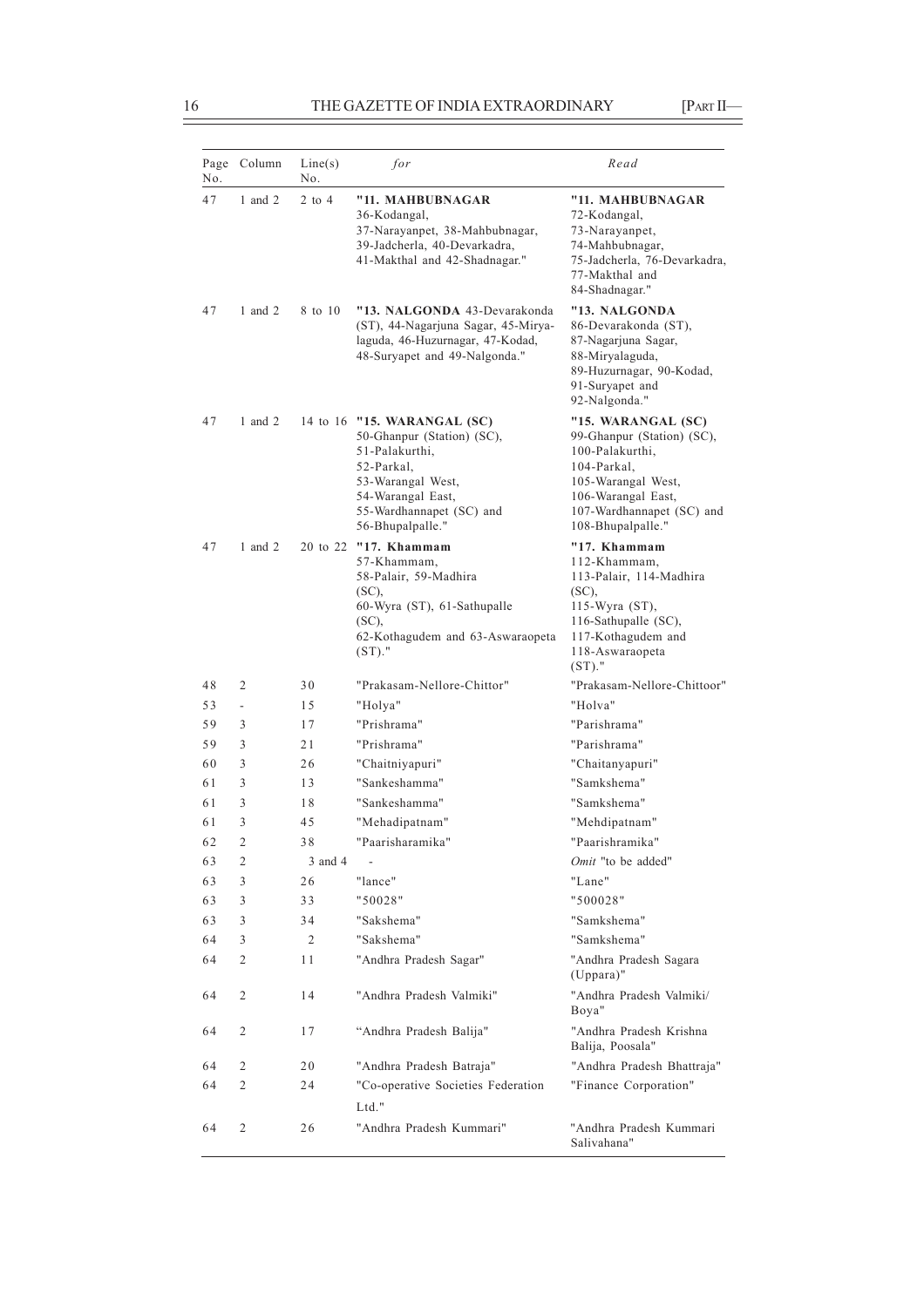| Page No. | Column | Line(s) No. | *for* | *Read* |
|---|---|---|---|---|
| 47 | 1 and 2 | 2 to 4 | **"11. MAHBUBNAGAR** 36-Kodangal, 37-Narayanpet, 38-Mahbubnagar, 39-Jadcherla, 40-Devarkadra, 41-Makthal and 42-Shadnagar." | **"11. MAHBUBNAGAR** 72-Kodangal, 73-Narayanpet, 74-Mahbubnagar, 75-Jadcherla, 76-Devarkadra, 77-Makthal and 84-Shadnagar." |
| 47 | 1 and 2 | 8 to 10 | **"13. NALGONDA** 43-Devarakonda (ST), 44-Nagarjuna Sagar, 45-Miryalaguda, 46-Huzurnagar, 47-Kodad, 48-Suryapet and 49-Nalgonda." | **"13. NALGONDA** 86-Devarakonda (ST), 87-Nagarjuna Sagar, 88-Miryalaguda, 89-Huzurnagar, 90-Kodad, 91-Suryapet and 92-Nalgonda." |
| 47 | 1 and 2 | 14 to 16 | **"15. WARANGAL (SC)** 50-Ghanpur (Station) (SC), 51-Palakurthi, 52-Parkal, 53-Warangal West, 54-Warangal East, 55-Wardhannapet (SC) and 56-Bhupalpalle." | **"15. WARANGAL (SC)** 99-Ghanpur (Station) (SC), 100-Palakurthi, 104-Parkal, 105-Warangal West, 106-Warangal East, 107-Wardhannapet (SC) and 108-Bhupalpalle." |
| 47 | 1 and 2 | 20 to 22 | **"17. Khammam** 57-Khammam, 58-Palair, 59-Madhira (SC), 60-Wyra (ST), 61-Sathupalle (SC), 62-Kothagudem and 63-Aswaraopeta (ST)." | **"17. Khammam** 112-Khammam, 113-Palair, 114-Madhira (SC), 115-Wyra (ST), 116-Sathupalle (SC), 117-Kothagudem and 118-Aswaraopeta (ST)." |
| 48 | 2 | 30 | "Prakasam-Nellore-Chittor" | "Prakasam-Nellore-Chittoor" |
| 53 | - | 15 | "Holya" | "Holva" |
| 59 | 3 | 17 | "Prishrama" | "Parishrama" |
| 59 | 3 | 21 | "Prishrama" | "Parishrama" |
| 60 | 3 | 26 | "Chaitniyapuri" | "Chaitanyapuri" |
| 61 | 3 | 13 | "Sankeshamma" | "Samkshema" |
| 61 | 3 | 18 | "Sankeshamma" | "Samkshema" |
| 61 | 3 | 45 | "Mehadipatnam" | "Mehdipatnam" |
| 62 | 2 | 38 | "Paarisharamika" | "Paarishramika" |
| 63 | 2 | 3 and 4 | - | *Omit* "to be added" |
| 63 | 3 | 26 | "lance" | "Lane" |
| 63 | 3 | 33 | "50028" | "500028" |
| 63 | 3 | 34 | "Sakshema" | "Samkshema" |
| 64 | 3 | 2 | "Sakshema" | "Samkshema" |
| 64 | 2 | 11 | "Andhra Pradesh Sagar" | "Andhra Pradesh Sagara (Uppara)" |
| 64 | 2 | 14 | "Andhra Pradesh Valmiki" | "Andhra Pradesh Valmiki/ Boya" |
| 64 | 2 | 17 | "Andhra Pradesh Balija" | "Andhra Pradesh Krishna Balija, Poosala" |
| 64 | 2 | 20 | "Andhra Pradesh Batraja" | "Andhra Pradesh Bhattraja" |
| 64 | 2 | 24 | "Co-operative Societies Federation Ltd." | "Finance Corporation" |
| 64 | 2 | 26 | "Andhra Pradesh Kummari" | "Andhra Pradesh Kummari Salivahana" |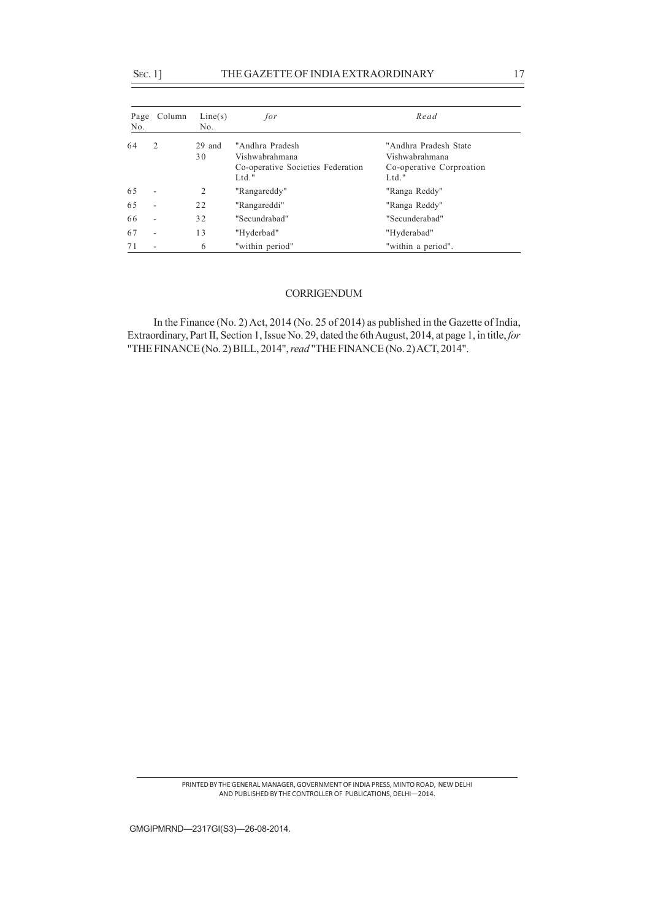| Page No. | Column | Line(s) No. | *for* | *Read* |
|---|---|---|---|---|
| 64 | 2 | 29 and 30 | "Andhra Pradesh Vishwabrahmana Co-operative Societies Federation Ltd." | "Andhra Pradesh State Vishwabrahmana Co-operative Corproation Ltd." |
| 65 | - | 2 | "Rangareddy" | "Ranga Reddy" |
| 65 | - | 22 | "Rangareddi" | "Ranga Reddy" |
| 66 | - | 32 | "Secundrabad" | "Secunderabad" |
| 67 | - | 13 | "Hyderbad" | "Hyderabad" |
| 71 | - | 6 | "within period" | "within a period". |

## CORRIGENDUM

In the Finance (No. 2) Act, 2014 (No. 25 of 2014) as published in the Gazette of India, Extraordinary, Part II, Section 1, Issue No. 29, dated the 6th August, 2014, at page 1, in title, *for* "THE FINANCE (No. 2) BILL, 2014", *read* "THE FINANCE (No. 2) ACT, 2014".

PRINTED BY THE GENERAL MANAGER, GOVERNMENT OF INDIA PRESS, MINTO ROAD, NEW DELHI
AND PUBLISHED BY THE CONTROLLER OF PUBLICATIONS, DELHI—2014.

GMGIPMRND—2317GI(S3)—26-08-2014.